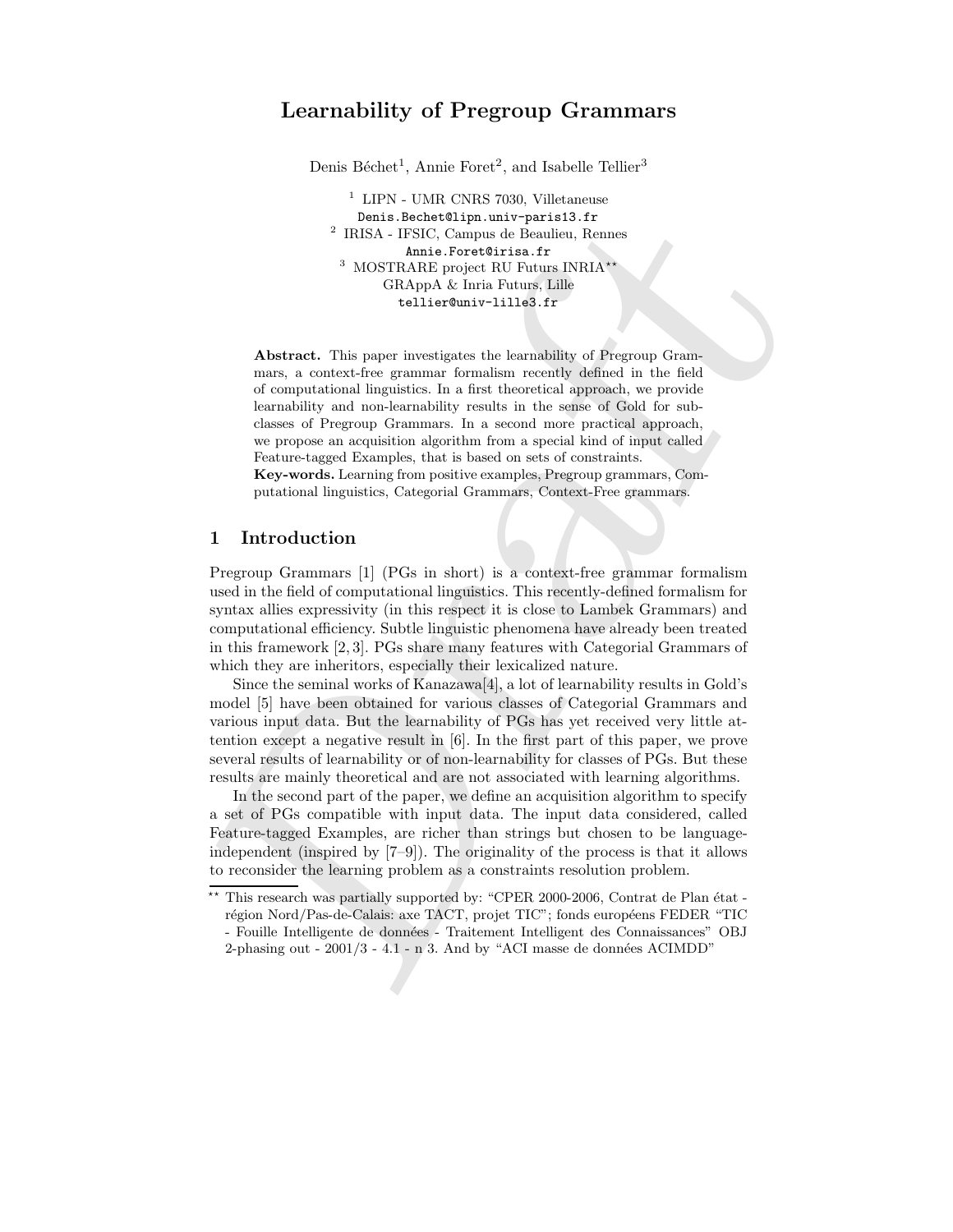# Learnability of Pregroup Grammars

Denis Béchet[1], Annie Foret[2], and Isabelle Tellier[3]

[1] LIPN - UMR CNRS 7030, Villetaneuse
Denis.Bechet@lipn.univ-paris13.fr
[2] IRISA - IFSIC, Campus de Beaulieu, Rennes
Annie.Foret@irisa.fr
[3] MOSTRARE project RU Futurs INRIA[**]
GRAppA & Inria Futurs, Lille
tellier@univ-lille3.fr

**Abstract.** This paper investigates the learnability of Pregroup Grammars, a context-free grammar formalism recently defined in the field of computational linguistics. In a first theoretical approach, we provide learnability and non-learnability results in the sense of Gold for subclasses of Pregroup Grammars. In a second more practical approach, we propose an acquisition algorithm from a special kind of input called Feature-tagged Examples, that is based on sets of constraints.

**Key-words.** Learning from positive examples, Pregroup grammars, Computational linguistics, Categorial Grammars, Context-Free grammars.

## 1 Introduction

Pregroup Grammars [1] (PGs in short) is a context-free grammar formalism used in the field of computational linguistics. This recently-defined formalism for syntax allies expressivity (in this respect it is close to Lambek Grammars) and computational efficiency. Subtle linguistic phenomena have already been treated in this framework [2, 3]. PGs share many features with Categorial Grammars of which they are inheritors, especially their lexicalized nature.

Since the seminal works of Kanazawa[4], a lot of learnability results in Gold's model [5] have been obtained for various classes of Categorial Grammars and various input data. But the learnability of PGs has yet received very little attention except a negative result in [6]. In the first part of this paper, we prove several results of learnability or of non-learnability for classes of PGs. But these results are mainly theoretical and are not associated with learning algorithms.

In the second part of the paper, we define an acquisition algorithm to specify a set of PGs compatible with input data. The input data considered, called Feature-tagged Examples, are richer than strings but chosen to be language-independent (inspired by [7–9]). The originality of the process is that it allows to reconsider the learning problem as a constraints resolution problem.

[**] This research was partially supported by: "CPER 2000-2006, Contrat de Plan état - région Nord/Pas-de-Calais: axe TACT, projet TIC"; fonds européens FEDER "TIC - Fouille Intelligente de données - Traitement Intelligent des Connaissances" OBJ 2-phasing out - 2001/3 - 4.1 - n 3. And by "ACI masse de données ACIMDD"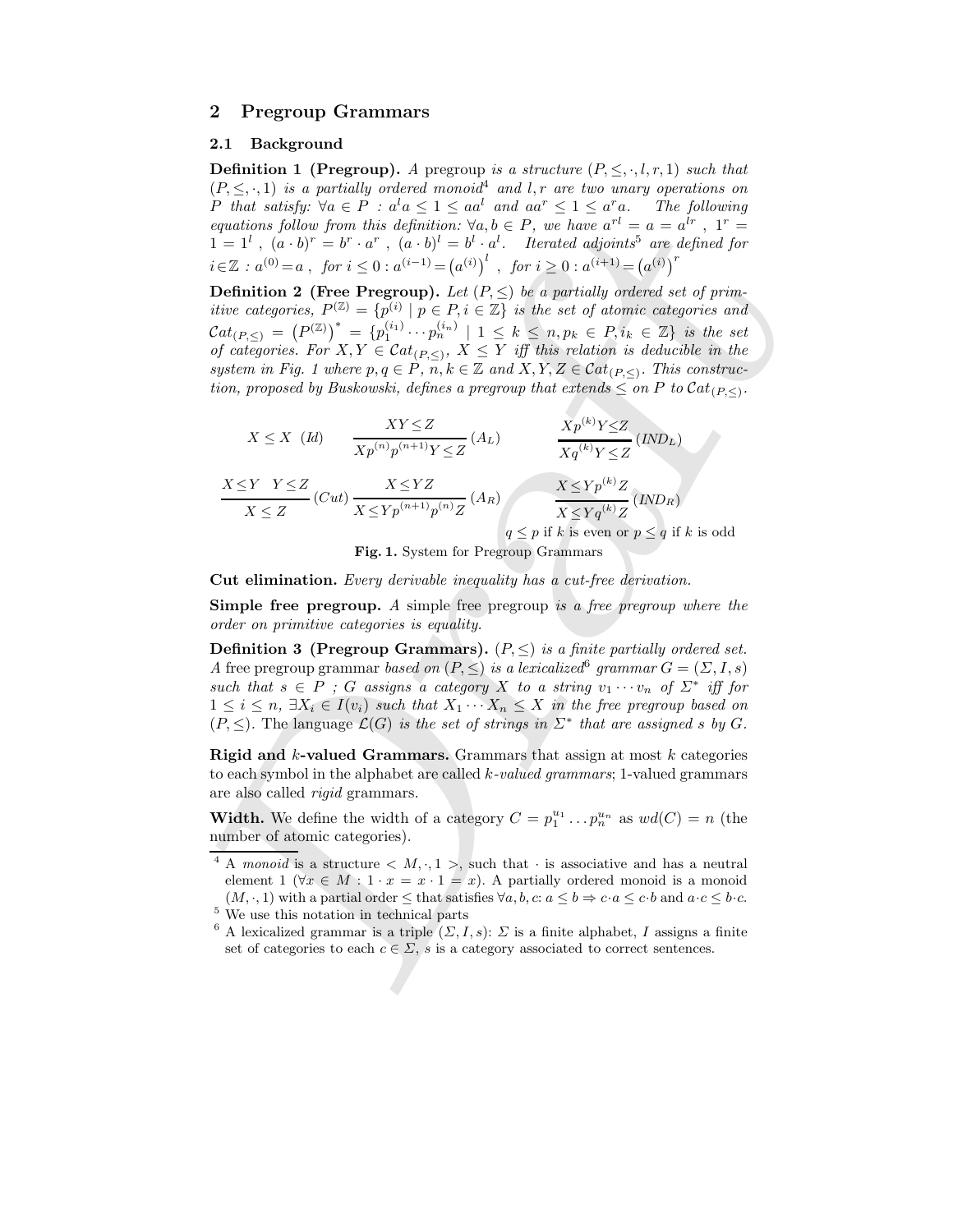## 2 Pregroup Grammars

### 2.1 Background

**Definition 1 (Pregroup).** *A* pregroup *is a structure* $(P, \leq, \cdot, l, r, 1)$ *such that* $(P, \leq, \cdot, 1)$ *is a partially ordered monoid*[4] *and* $l, r$ *are two unary operations on* $P$ *that satisfy:* $\forall a \in P : a^l a \leq 1 \leq a a^l$ *and* $a a^r \leq 1 \leq a^r a$. *The following equations follow from this definition:* $\forall a, b \in P$, *we have* $a^{rl} = a = a^{lr}$ , $1^r = 1 = 1^l$ , $(a \cdot b)^r = b^r \cdot a^r$ , $(a \cdot b)^l = b^l \cdot a^l$. *Iterated adjoints*[5] *are defined for* $i \in \mathbb{Z} : a^{(0)} = a$ , *for* $i \leq 0 : a^{(i-1)} = \left(a^{(i)}\right)^l$ , *for* $i \geq 0 : a^{(i+1)} = \left(a^{(i)}\right)^r$

**Definition 2 (Free Pregroup).** *Let* $(P, \leq)$ *be a partially ordered set of primitive categories,* $P^{(\mathbb{Z})} = \{p^{(i)} \mid p \in P, i \in \mathbb{Z}\}$ *is the set of atomic categories and* $\mathcal{C}at_{(P,\leq)} = \left(P^{(\mathbb{Z})}\right)^* = \{p_1^{(i_1)} \cdots p_n^{(i_n)} \mid 1 \leq k \leq n, p_k \in P, i_k \in \mathbb{Z}\}$ *is the set of categories. For* $X, Y \in \mathcal{C}at_{(P,\leq)}$, $X \leq Y$ *iff this relation is deducible in the system in Fig. 1 where* $p, q \in P$, $n, k \in \mathbb{Z}$ *and* $X, Y, Z \in \mathcal{C}at_{(P,\leq)}$. *This construction, proposed by Buskowski, defines a pregroup that extends* $\leq$ *on* $P$ *to* $\mathcal{C}at_{(P,\leq)}$.

$$X \leq X \ (Id) \qquad \frac{XY \leq Z}{X p^{(n)} p^{(n+1)} Y \leq Z} \ (A_L) \qquad \frac{X p^{(k)} Y \leq Z}{X q^{(k)} Y \leq Z} \ (IND_L)$$

$$\frac{X \leq Y \quad Y \leq Z}{X \leq Z} \ (Cut) \qquad \frac{X \leq YZ}{X \leq Y p^{(n+1)} p^{(n)} Z} \ (A_R) \qquad \frac{X \leq Y p^{(k)} Z}{X \leq Y q^{(k)} Z} \ (IND_R)$$

$q \leq p$ if $k$ is even or $p \leq q$ if $k$ is odd

**Fig. 1.** System for Pregroup Grammars

**Cut elimination.** *Every derivable inequality has a cut-free derivation.*

**Simple free pregroup.** A simple free pregroup *is a free pregroup where the order on primitive categories is equality.*

**Definition 3 (Pregroup Grammars).** $(P, \leq)$ *is a finite partially ordered set. A* free pregroup grammar *based on* $(P, \leq)$ *is a lexicalized*[6] *grammar* $G = (\Sigma, I, s)$ *such that* $s \in P$ *;* $G$ *assigns a category* $X$ *to a string* $v_1 \cdots v_n$ *of* $\Sigma^*$ *iff for* $1 \leq i \leq n$, $\exists X_i \in I(v_i)$ *such that* $X_1 \cdots X_n \leq X$ *in the free pregroup based on* $(P, \leq)$. *The language* $\mathcal{L}(G)$ *is the set of strings in* $\Sigma^*$ *that are assigned* $s$ *by* $G$.

**Rigid and $k$-valued Grammars.** Grammars that assign at most $k$ categories to each symbol in the alphabet are called *$k$-valued grammars*; 1-valued grammars are also called *rigid* grammars.

**Width.** We define the width of a category $C = p_1^{u_1} \dots p_n^{u_n}$ as $wd(C) = n$ (the number of atomic categories).

---

[4] A *monoid* is a structure $< M, \cdot, 1 >$, such that $\cdot$ is associative and has a neutral element 1 ($\forall x \in M : 1 \cdot x = x \cdot 1 = x$). A partially ordered monoid is a monoid $(M, \cdot, 1)$ with a partial order $\leq$ that satisfies $\forall a, b, c$: $a \leq b \Rightarrow c \cdot a \leq c \cdot b$ and $a \cdot c \leq b \cdot c$.

[5] We use this notation in technical parts

[6] A lexicalized grammar is a triple $(\Sigma, I, s)$: $\Sigma$ is a finite alphabet, $I$ assigns a finite set of categories to each $c \in \Sigma$, $s$ is a category associated to correct sentences.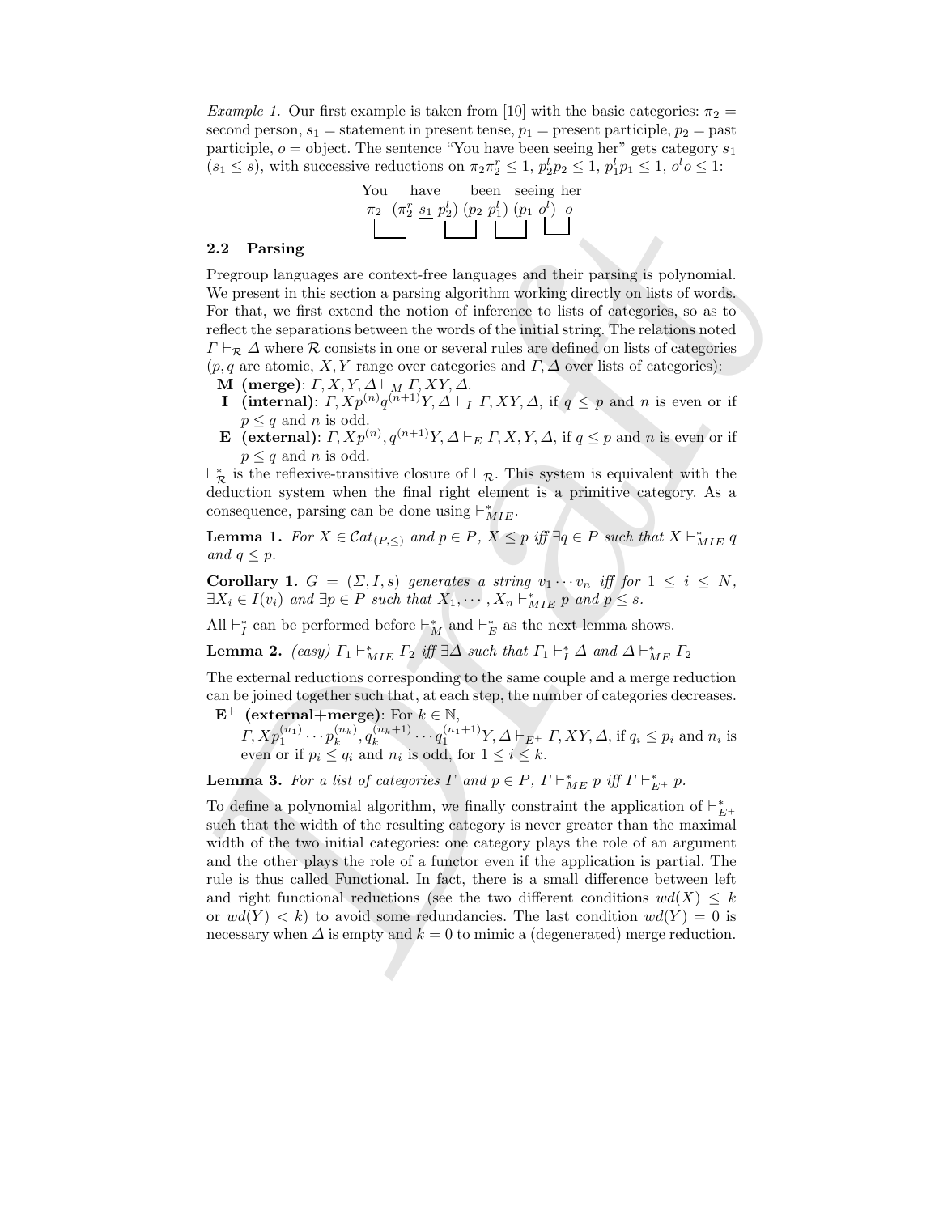*Example 1.* Our first example is taken from [10] with the basic categories: $\pi_2$ = second person, $s_1$ = statement in present tense, $p_1$ = present participle, $p_2$ = past participle, $o$ = object. The sentence "You have been seeing her" gets category $s_1$ ($s_1 \leq s$), with successive reductions on $\pi_2 \pi_2^r \leq 1$, $p_2^l p_2 \leq 1$, $p_1^l p_1 \leq 1$, $o^l o \leq 1$:

$$\begin{array}{ccccc} \text{You} & \text{have} & \text{been} & \text{seeing} & \text{her} \\ \pi_2 & (\pi_2^r \, \underline{s_1} \, p_2^l) & (p_2 \, p_1^l) & (p_1 \, o^l) & o \end{array}$$

### 2.2 Parsing

Pregroup languages are context-free languages and their parsing is polynomial. We present in this section a parsing algorithm working directly on lists of words. For that, we first extend the notion of inference to lists of categories, so as to reflect the separations between the words of the initial string. The relations noted $\Gamma \vdash_{\mathcal{R}} \Delta$ where $\mathcal{R}$ consists in one or several rules are defined on lists of categories ($p, q$ are atomic, $X, Y$ range over categories and $\Gamma, \Delta$ over lists of categories):

- **M (merge)**: $\Gamma, X, Y, \Delta \vdash_M \Gamma, XY, \Delta$.
- **I (internal)**: $\Gamma, Xp^{(n)}q^{(n+1)}Y, \Delta \vdash_I \Gamma, XY, \Delta$, if $q \leq p$ and $n$ is even or if $p \leq q$ and $n$ is odd.
- **E (external)**: $\Gamma, Xp^{(n)}, q^{(n+1)}Y, \Delta \vdash_E \Gamma, X, Y, \Delta$, if $q \leq p$ and $n$ is even or if $p \leq q$ and $n$ is odd.

$\vdash_{\mathcal{R}}^*$ is the reflexive-transitive closure of $\vdash_{\mathcal{R}}$. This system is equivalent with the deduction system when the final right element is a primitive category. As a consequence, parsing can be done using $\vdash_{MIE}^*$.

**Lemma 1.** *For $X \in \mathcal{C}at_{(P,\leq)}$ and $p \in P$, $X \leq p$ iff $\exists q \in P$ such that $X \vdash_{MIE}^* q$ and $q \leq p$.*

**Corollary 1.** *$G = (\Sigma, I, s)$ generates a string $v_1 \cdots v_n$ iff for $1 \leq i \leq N$, $\exists X_i \in I(v_i)$ and $\exists p \in P$ such that $X_1, \cdots, X_n \vdash_{MIE}^* p$ and $p \leq s$.*

All $\vdash_I^*$ can be performed before $\vdash_M^*$ and $\vdash_E^*$ as the next lemma shows.

**Lemma 2.** *(easy) $\Gamma_1 \vdash_{MIE}^* \Gamma_2$ iff $\exists \Delta$ such that $\Gamma_1 \vdash_I^* \Delta$ and $\Delta \vdash_{ME}^* \Gamma_2$*

The external reductions corresponding to the same couple and a merge reduction can be joined together such that, at each step, the number of categories decreases.

- **E$^+$ (external+merge)**: For $k \in \mathbb{N}$,
$\Gamma, Xp_1^{(n_1)} \cdots p_k^{(n_k)}, q_k^{(n_k+1)} \cdots q_1^{(n_1+1)}Y, \Delta \vdash_{E^+} \Gamma, XY, \Delta$, if $q_i \leq p_i$ and $n_i$ is even or if $p_i \leq q_i$ and $n_i$ is odd, for $1 \leq i \leq k$.

**Lemma 3.** *For a list of categories $\Gamma$ and $p \in P$, $\Gamma \vdash_{ME}^* p$ iff $\Gamma \vdash_{E^+}^* p$.*

To define a polynomial algorithm, we finally constraint the application of $\vdash_{E^+}^*$ such that the width of the resulting category is never greater than the maximal width of the two initial categories: one category plays the role of an argument and the other plays the role of a functor even if the application is partial. The rule is thus called Functional. In fact, there is a small difference between left and right functional reductions (see the two different conditions $wd(X) \leq k$ or $wd(Y) < k$) to avoid some redundancies. The last condition $wd(Y) = 0$ is necessary when $\Delta$ is empty and $k = 0$ to mimic a (degenerated) merge reduction.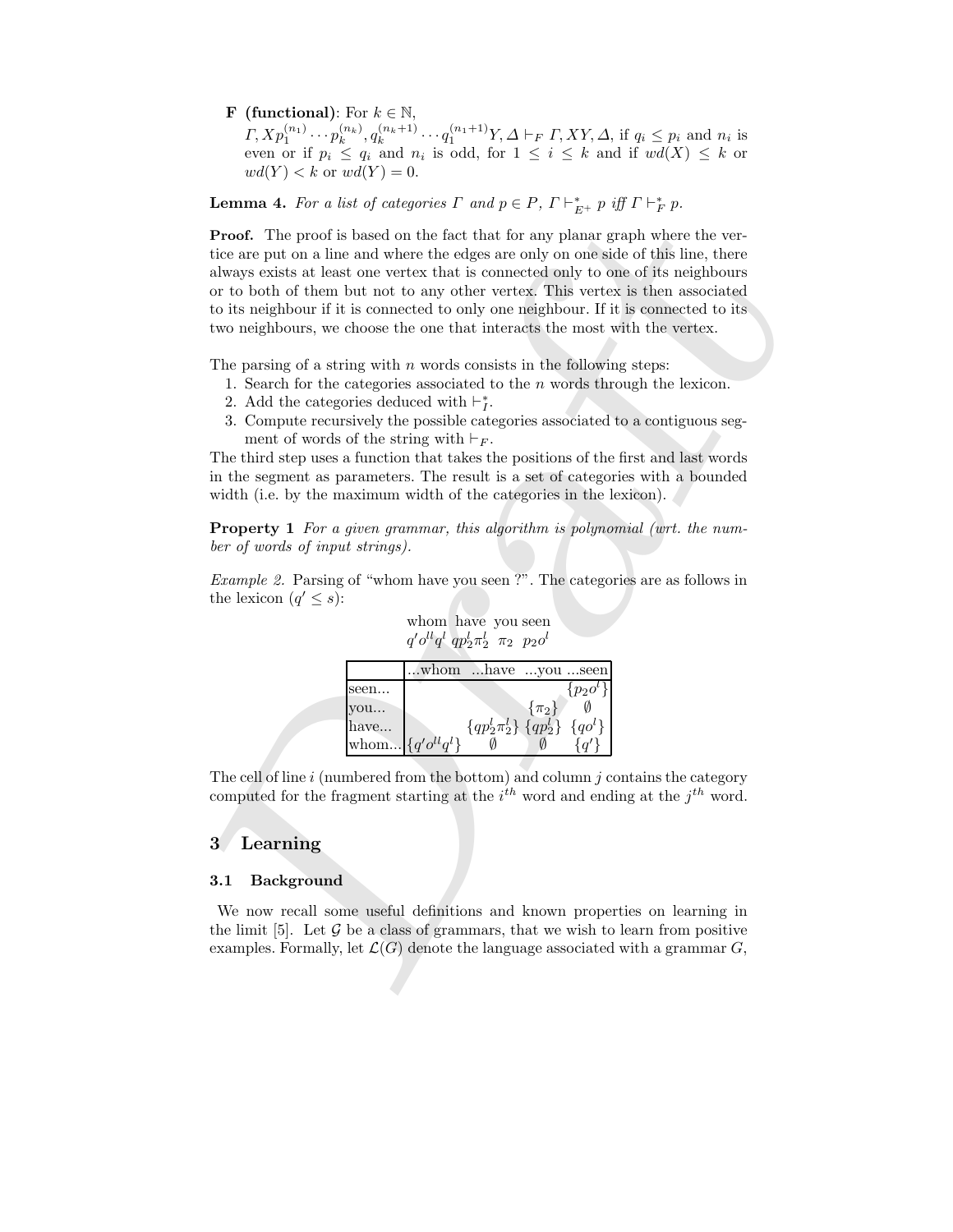**F (functional)**: For $k \in \mathbb{N}$,
$\Gamma, X p_1^{(n_1)} \cdots p_k^{(n_k)}, q_k^{(n_k+1)} \cdots q_1^{(n_1+1)} Y, \Delta \vdash_F \Gamma, XY, \Delta$, if $q_i \leq p_i$ and $n_i$ is even or if $p_i \leq q_i$ and $n_i$ is odd, for $1 \leq i \leq k$ and if $wd(X) \leq k$ or $wd(Y) < k$ or $wd(Y) = 0$.

**Lemma 4.** *For a list of categories $\Gamma$ and $p \in P$, $\Gamma \vdash^*_{E^+} p$ iff $\Gamma \vdash^*_F p$.*

**Proof.** The proof is based on the fact that for any planar graph where the vertice are put on a line and where the edges are only on one side of this line, there always exists at least one vertex that is connected only to one of its neighbours or to both of them but not to any other vertex. This vertex is then associated to its neighbour if it is connected to only one neighbour. If it is connected to its two neighbours, we choose the one that interacts the most with the vertex.

The parsing of a string with $n$ words consists in the following steps:

1. Search for the categories associated to the $n$ words through the lexicon.
2. Add the categories deduced with $\vdash^*_I$.
3. Compute recursively the possible categories associated to a contiguous segment of words of the string with $\vdash_F$.

The third step uses a function that takes the positions of the first and last words in the segment as parameters. The result is a set of categories with a bounded width (i.e. by the maximum width of the categories in the lexicon).

**Property 1** *For a given grammar, this algorithm is polynomial (wrt. the number of words of input strings).*

*Example 2.* Parsing of "whom have you seen ?". The categories are as follows in the lexicon ($q' \leq s$):

| whom | have | you | seen |
|---|---|---|---|
| $q' o^{ll} q^l$ | $q p_2^l \pi_2^l$ | $\pi_2$ | $p_2 o^l$ |

| | ...whom | ...have | ...you | ...seen |
|---|---|---|---|---|
| seen... | | | | $\{p_2 o^l\}$ |
| you... | | | $\{\pi_2\}$ | $\emptyset$ |
| have... | | $\{q p_2^l \pi_2^l\}$ | $\{q p_2^l\}$ | $\{q o^l\}$ |
| whom... | $\{q' o^{ll} q^l\}$ | $\emptyset$ | $\emptyset$ | $\{q'\}$ |

The cell of line $i$ (numbered from the bottom) and column $j$ contains the category computed for the fragment starting at the $i^{th}$ word and ending at the $j^{th}$ word.

## 3 Learning

### 3.1 Background

We now recall some useful definitions and known properties on learning in the limit [5]. Let $\mathcal{G}$ be a class of grammars, that we wish to learn from positive examples. Formally, let $\mathcal{L}(G)$ denote the language associated with a grammar $G$,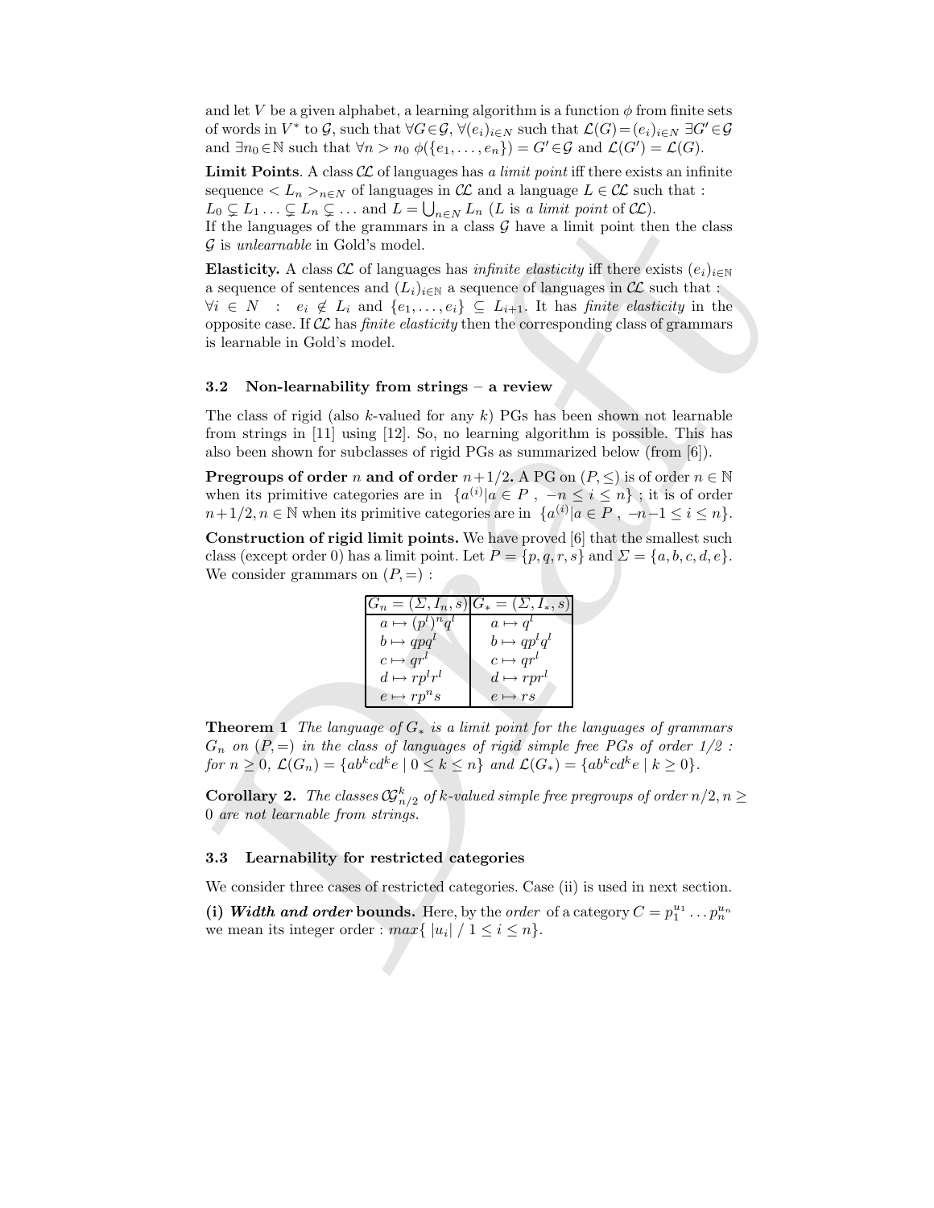and let $V$ be a given alphabet, a learning algorithm is a function $\phi$ from finite sets of words in $V^*$ to $\mathcal{G}$, such that $\forall G \in \mathcal{G}$, $\forall (e_i)_{i \in N}$ such that $\mathcal{L}(G) = (e_i)_{i \in N}$ $\exists G' \in \mathcal{G}$ and $\exists n_0 \in \mathbb{N}$ such that $\forall n > n_0$ $\phi(\{e_1, \ldots, e_n\}) = G' \in \mathcal{G}$ and $\mathcal{L}(G') = \mathcal{L}(G)$.

**Limit Points**. A class $\mathcal{CL}$ of languages has *a limit point* iff there exists an infinite sequence $< L_n >_{n \in N}$ of languages in $\mathcal{CL}$ and a language $L \in \mathcal{CL}$ such that : $L_0 \subsetneq L_1 \ldots \subsetneq L_n \subsetneq \ldots$ and $L = \bigcup_{n \in N} L_n$ ($L$ is *a limit point* of $\mathcal{CL}$). If the languages of the grammars in a class $\mathcal{G}$ have a limit point then the class $\mathcal{G}$ is *unlearnable* in Gold's model.

**Elasticity.** A class $\mathcal{CL}$ of languages has *infinite elasticity* iff there exists $(e_i)_{i \in \mathbb{N}}$ a sequence of sentences and $(L_i)_{i \in \mathbb{N}}$ a sequence of languages in $\mathcal{CL}$ such that : $\forall i \in N \ : \ e_i \notin L_i$ and $\{e_1, \ldots, e_i\} \subseteq L_{i+1}$. It has *finite elasticity* in the opposite case. If $\mathcal{CL}$ has *finite elasticity* then the corresponding class of grammars is learnable in Gold's model.

### 3.2 Non-learnability from strings – a review

The class of rigid (also $k$-valued for any $k$) PGs has been shown not learnable from strings in [11] using [12]. So, no learning algorithm is possible. This has also been shown for subclasses of rigid PGs as summarized below (from [6]).

**Pregroups of order $n$ and of order $n+1/2$.** A PG on $(P, \leq)$ is of order $n \in \mathbb{N}$ when its primitive categories are in $\{a^{(i)} | a \in P \ , \ -n \leq i \leq n\}$ ; it is of order $n+1/2, n \in \mathbb{N}$ when its primitive categories are in $\{a^{(i)} | a \in P \ , \ -n-1 \leq i \leq n\}$.

**Construction of rigid limit points.** We have proved [6] that the smallest such class (except order 0) has a limit point. Let $P = \{p, q, r, s\}$ and $\Sigma = \{a, b, c, d, e\}$. We consider grammars on $(P, =)$ :

| $G_n = (\Sigma, I_n, s)$ | $G_* = (\Sigma, I_*, s)$ |
|---|---|
| $a \mapsto (p^l)^n q^l$ | $a \mapsto q^l$ |
| $b \mapsto qpq^l$ | $b \mapsto qp^l q^l$ |
| $c \mapsto qr^l$ | $c \mapsto qr^l$ |
| $d \mapsto rp^l r^l$ | $d \mapsto rpr^l$ |
| $e \mapsto rp^n s$ | $e \mapsto rs$ |

**Theorem 1** *The language of $G_*$ is a limit point for the languages of grammars $G_n$ on $(P, =)$ in the class of languages of rigid simple free PGs of order 1/2 : for $n \geq 0$, $\mathcal{L}(G_n) = \{ab^k cd^k e \mid 0 \leq k \leq n\}$ and $\mathcal{L}(G_*) = \{ab^k cd^k e \mid k \geq 0\}$.*

**Corollary 2.** *The classes $\mathcal{CG}^k_{n/2}$ of $k$-valued simple free pregroups of order $n/2, n \geq 0$ are not learnable from strings.*

### 3.3 Learnability for restricted categories

We consider three cases of restricted categories. Case (ii) is used in next section.

**(i) *Width and order* bounds.** Here, by the *order* of a category $C = p_1^{u_1} \ldots p_n^{u_n}$ we mean its integer order : $max\{ \ |u_i| \ / \ 1 \leq i \leq n\}$.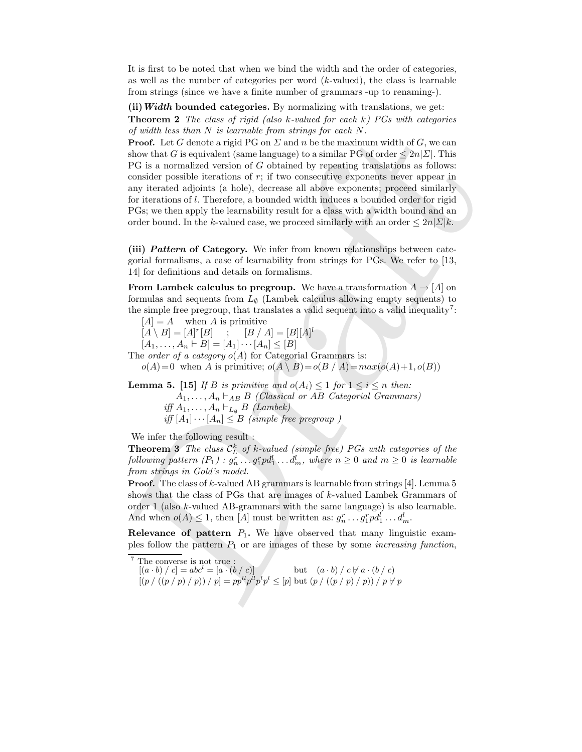It is first to be noted that when we bind the width and the order of categories, as well as the number of categories per word ($k$-valued), the class is learnable from strings (since we have a finite number of grammars -up to renaming-).

**(ii)** ***Width*** **bounded categories.** By normalizing with translations, we get:

**Theorem 2** *The class of rigid (also $k$-valued for each $k$) PGs with categories of width less than $N$ is learnable from strings for each $N$.*

**Proof.** Let $G$ denote a rigid PG on $\Sigma$ and $n$ be the maximum width of $G$, we can show that $G$ is equivalent (same language) to a similar PG of order $\leq 2n|\Sigma|$. This PG is a normalized version of $G$ obtained by repeating translations as follows: consider possible iterations of $r$; if two consecutive exponents never appear in any iterated adjoints (a hole), decrease all above exponents; proceed similarly for iterations of $l$. Therefore, a bounded width induces a bounded order for rigid PGs; we then apply the learnability result for a class with a width bound and an order bound. In the $k$-valued case, we proceed similarly with an order $\leq 2n|\Sigma|k$.

**(iii)** ***Pattern*** **of Category.** We infer from known relationships between categorial formalisms, a case of learnability from strings for PGs. We refer to [13, 14] for definitions and details on formalisms.

**From Lambek calculus to pregroup.** We have a transformation $A \rightarrow [A]$ on formulas and sequents from $L_\emptyset$ (Lambek calculus allowing empty sequents) to the simple free pregroup, that translates a valid sequent into a valid inequality[7]:

$[A] = A$ when $A$ is primitive

$[A \setminus B] = [A]^r[B]$ ; $[B \,/\, A] = [B][A]^l$

$[A_1, \ldots, A_n \vdash B] = [A_1] \cdots [A_n] \leq [B]$

The *order of a category* $o(A)$ for Categorial Grammars is:

$o(A) = 0$ when $A$ is primitive; $o(A \setminus B) = o(B \,/\, A) = max(o(A)+1, o(B))$

**Lemma 5.** **[15]** *If $B$ is primitive and $o(A_i) \leq 1$ for $1 \leq i \leq n$ then:*
*$A_1, \ldots, A_n \vdash_{AB} B$ (Classical or AB Categorial Grammars)*
*iff $A_1, \ldots, A_n \vdash_{L_\emptyset} B$ (Lambek)*
*iff $[A_1] \cdots [A_n] \leq B$ (simple free pregroup )*

We infer the following result :

**Theorem 3** *The class $\mathcal{C}_L^k$ of $k$-valued (simple free) PGs with categories of the following pattern $(P_1)$ : $g_n^r \ldots g_1^r p d_1^l \ldots d_m^l$, where $n \geq 0$ and $m \geq 0$ is learnable from strings in Gold's model.*

**Proof.** The class of $k$-valued AB grammars is learnable from strings [4]. Lemma 5 shows that the class of PGs that are images of $k$-valued Lambek Grammars of order 1 (also $k$-valued AB-grammars with the same language) is also learnable. And when $o(A) \leq 1$, then $[A]$ must be written as: $g_n^r \ldots g_1^r p d_1^l \ldots d_m^l$.

**Relevance of pattern** $P_1$**.** We have observed that many linguistic examples follow the pattern $P_1$ or are images of these by some *increasing function*,

---

[7] The converse is not true :
$[(a \cdot b) \,/\, c] = abc^l = [a \cdot (b \,/\, c)]$ but $(a \cdot b) \,/\, c \not\vdash a \cdot (b \,/\, c)$
$[(p \,/\, ((p \,/\, p) \,/\, p)) \,/\, p] = pp^{ll}p^{ll}p^l p^l \leq [p]$ but $(p \,/\, ((p \,/\, p) \,/\, p)) \,/\, p \not\vdash p$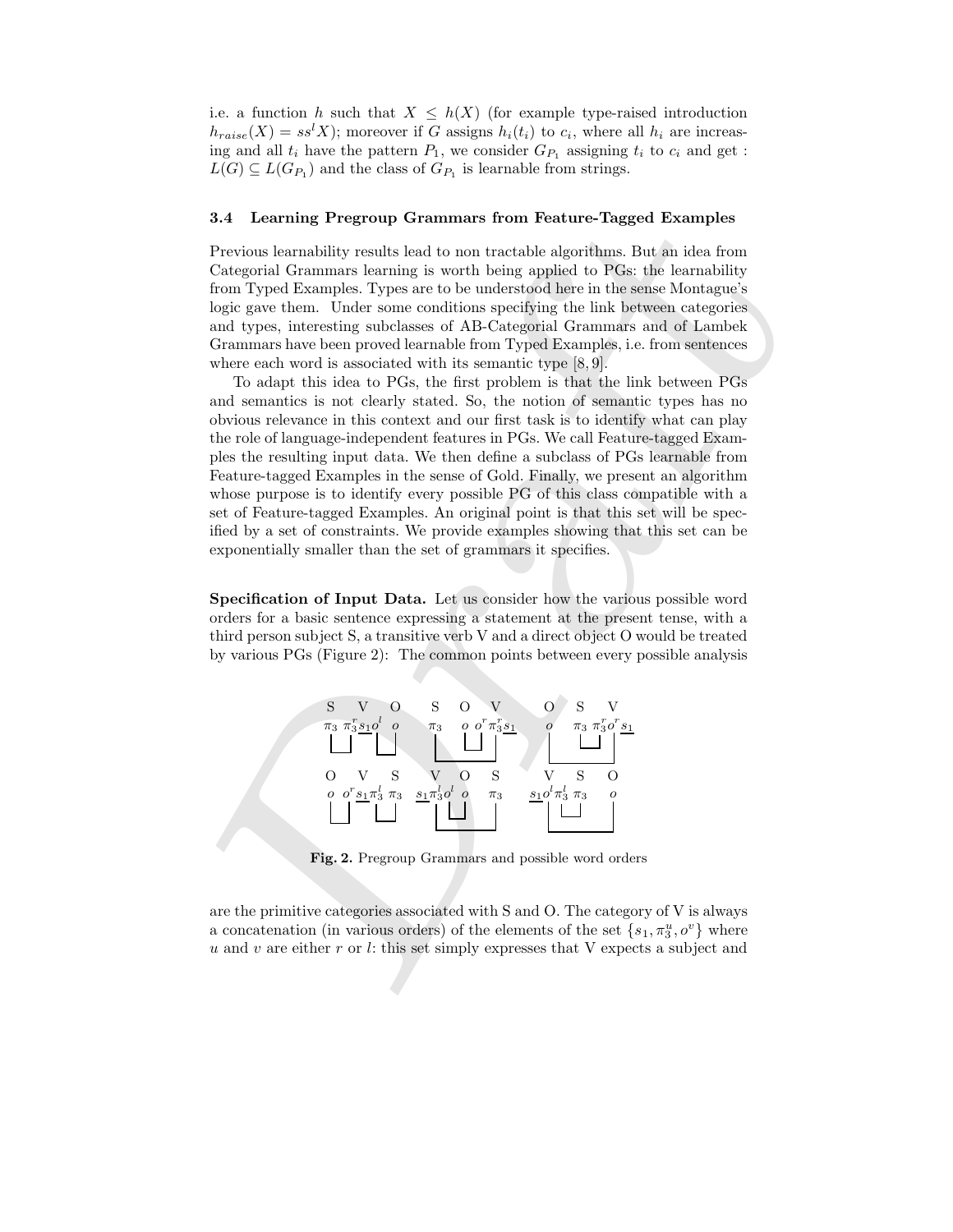i.e. a function $h$ such that $X \leq h(X)$ (for example type-raised introduction $h_{raise}(X) = ss^l X$); moreover if $G$ assigns $h_i(t_i)$ to $c_i$, where all $h_i$ are increasing and all $t_i$ have the pattern $P_1$, we consider $G_{P_1}$ assigning $t_i$ to $c_i$ and get : $L(G) \subseteq L(G_{P_1})$ and the class of $G_{P_1}$ is learnable from strings.

### 3.4 Learning Pregroup Grammars from Feature-Tagged Examples

Previous learnability results lead to non tractable algorithms. But an idea from Categorial Grammars learning is worth being applied to PGs: the learnability from Typed Examples. Types are to be understood here in the sense Montague's logic gave them. Under some conditions specifying the link between categories and types, interesting subclasses of AB-Categorial Grammars and of Lambek Grammars have been proved learnable from Typed Examples, i.e. from sentences where each word is associated with its semantic type [8, 9].

To adapt this idea to PGs, the first problem is that the link between PGs and semantics is not clearly stated. So, the notion of semantic types has no obvious relevance in this context and our first task is to identify what can play the role of language-independent features in PGs. We call Feature-tagged Examples the resulting input data. We then define a subclass of PGs learnable from Feature-tagged Examples in the sense of Gold. Finally, we present an algorithm whose purpose is to identify every possible PG of this class compatible with a set of Feature-tagged Examples. An original point is that this set will be specified by a set of constraints. We provide examples showing that this set can be exponentially smaller than the set of grammars it specifies.

**Specification of Input Data.** Let us consider how the various possible word orders for a basic sentence expressing a statement at the present tense, with a third person subject S, a transitive verb V and a direct object O would be treated by various PGs (Figure 2): The common points between every possible analysis

S V O: $\pi_3 \; \pi_3^r \underline{s_1} o^l \; o$ — S O V: $\pi_3 \; o \; o^r \pi_3^r \underline{s_1}$ — O S V: $o \; \pi_3 \; \pi_3^r o^r \underline{s_1}$

O V S: $o \; o^r \underline{s_1} \pi_3^l \; \pi_3$ — V O S: $\underline{s_1} \pi_3^l o^l \; o \; \pi_3$ — V S O: $\underline{s_1} o^l \pi_3^l \; \pi_3 \; o$

**Fig. 2.** Pregroup Grammars and possible word orders

are the primitive categories associated with S and O. The category of V is always a concatenation (in various orders) of the elements of the set $\{s_1, \pi_3^u, o^v\}$ where $u$ and $v$ are either $r$ or $l$: this set simply expresses that V expects a subject and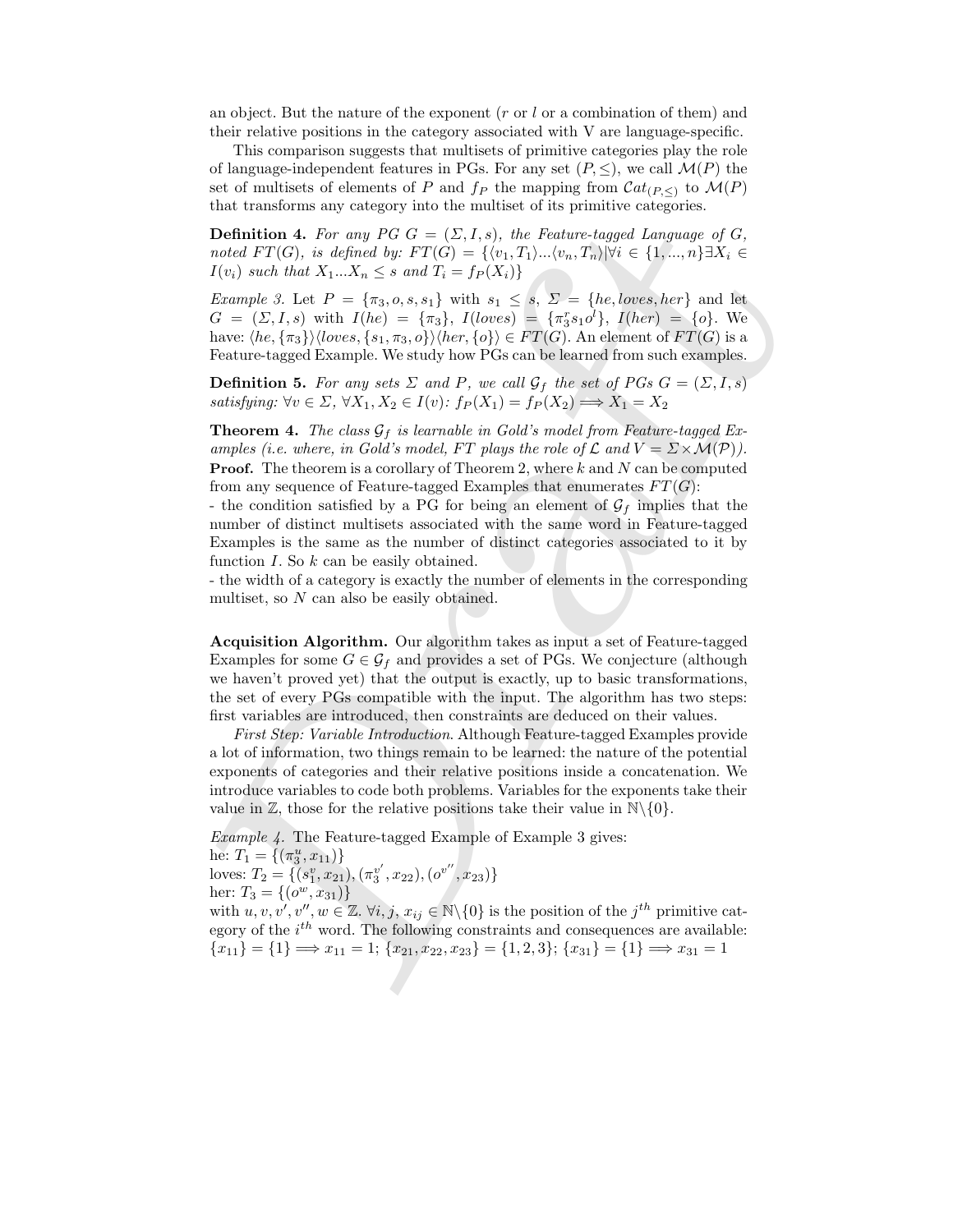an object. But the nature of the exponent ($r$ or $l$ or a combination of them) and their relative positions in the category associated with V are language-specific.

This comparison suggests that multisets of primitive categories play the role of language-independent features in PGs. For any set $(P, \leq)$, we call $\mathcal{M}(P)$ the set of multisets of elements of $P$ and $f_P$ the mapping from $\mathcal{C}at_{(P,\leq)}$ to $\mathcal{M}(P)$ that transforms any category into the multiset of its primitive categories.

**Definition 4.** *For any PG $G = (\Sigma, I, s)$, the Feature-tagged Language of G, noted $FT(G)$, is defined by: $FT(G) = \{\langle v_1, T_1\rangle ... \langle v_n, T_n\rangle | \forall i \in \{1, ..., n\} \exists X_i \in I(v_i)$ such that $X_1...X_n \leq s$ and $T_i = f_P(X_i)\}$*

*Example 3.* Let $P = \{\pi_3, o, s, s_1\}$ with $s_1 \leq s$, $\Sigma = \{he, loves, her\}$ and let $G = (\Sigma, I, s)$ with $I(he) = \{\pi_3\}$, $I(loves) = \{\pi_3^r s_1 o^l\}$, $I(her) = \{o\}$. We have: $\langle he, \{\pi_3\}\rangle\langle loves, \{s_1, \pi_3, o\}\rangle\langle her, \{o\}\rangle \in FT(G)$. An element of $FT(G)$ is a Feature-tagged Example. We study how PGs can be learned from such examples.

**Definition 5.** *For any sets $\Sigma$ and $P$, we call $\mathcal{G}_f$ the set of PGs $G = (\Sigma, I, s)$ satisfying: $\forall v \in \Sigma$, $\forall X_1, X_2 \in I(v)$: $f_P(X_1) = f_P(X_2) \Longrightarrow X_1 = X_2$*

**Theorem 4.** *The class $\mathcal{G}_f$ is learnable in Gold's model from Feature-tagged Examples (i.e. where, in Gold's model, FT plays the role of $\mathcal{L}$ and $V = \Sigma \times \mathcal{M}(\mathcal{P})$).*

**Proof.** The theorem is a corollary of Theorem 2, where $k$ and $N$ can be computed from any sequence of Feature-tagged Examples that enumerates $FT(G)$:
- the condition satisfied by a PG for being an element of $\mathcal{G}_f$ implies that the number of distinct multisets associated with the same word in Feature-tagged Examples is the same as the number of distinct categories associated to it by function $I$. So $k$ can be easily obtained.
- the width of a category is exactly the number of elements in the corresponding multiset, so $N$ can also be easily obtained.

**Acquisition Algorithm.** Our algorithm takes as input a set of Feature-tagged Examples for some $G \in \mathcal{G}_f$ and provides a set of PGs. We conjecture (although we haven't proved yet) that the output is exactly, up to basic transformations, the set of every PGs compatible with the input. The algorithm has two steps: first variables are introduced, then constraints are deduced on their values.

*First Step: Variable Introduction.* Although Feature-tagged Examples provide a lot of information, two things remain to be learned: the nature of the potential exponents of categories and their relative positions inside a concatenation. We introduce variables to code both problems. Variables for the exponents take their value in $\mathbb{Z}$, those for the relative positions take their value in $\mathbb{N}\backslash\{0\}$.

*Example 4.* The Feature-tagged Example of Example 3 gives:
he: $T_1 = \{(\pi_3^u, x_{11})\}$
loves: $T_2 = \{(s_1^v, x_{21}), (\pi_3^{v'}, x_{22}), (o^{v''}, x_{23})\}$
her: $T_3 = \{(o^w, x_{31})\}$
with $u, v, v', v'', w \in \mathbb{Z}$. $\forall i, j$, $x_{ij} \in \mathbb{N}\backslash\{0\}$ is the position of the $j^{th}$ primitive category of the $i^{th}$ word. The following constraints and consequences are available: $\{x_{11}\} = \{1\} \Longrightarrow x_{11} = 1$; $\{x_{21}, x_{22}, x_{23}\} = \{1, 2, 3\}$; $\{x_{31}\} = \{1\} \Longrightarrow x_{31} = 1$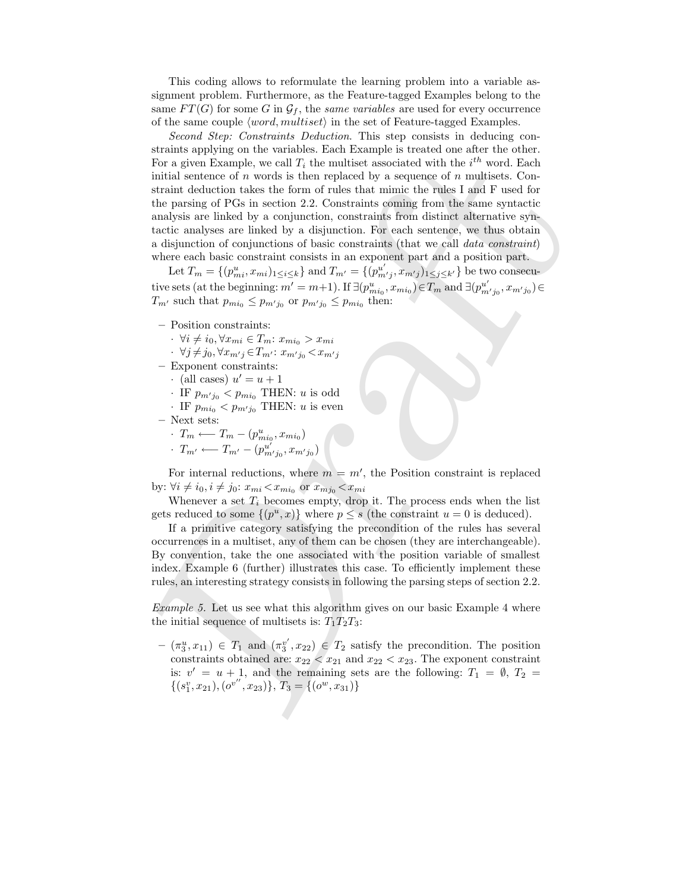This coding allows to reformulate the learning problem into a variable assignment problem. Furthermore, as the Feature-tagged Examples belong to the same $FT(G)$ for some $G$ in $\mathcal{G}_f$, the *same variables* are used for every occurrence of the same couple $\langle word, multiset \rangle$ in the set of Feature-tagged Examples.

*Second Step: Constraints Deduction.* This step consists in deducing constraints applying on the variables. Each Example is treated one after the other. For a given Example, we call $T_i$ the multiset associated with the $i^{th}$ word. Each initial sentence of $n$ words is then replaced by a sequence of $n$ multisets. Constraint deduction takes the form of rules that mimic the rules I and F used for the parsing of PGs in section 2.2. Constraints coming from the same syntactic analysis are linked by a conjunction, constraints from distinct alternative syntactic analyses are linked by a disjunction. For each sentence, we thus obtain a disjunction of conjunctions of basic constraints (that we call *data constraint*) where each basic constraint consists in an exponent part and a position part.

Let $T_m = \{(p^u_{mi}, x_{mi})_{1\leq i\leq k}\}$ and $T_{m'} = \{(p^{u'}_{m'j}, x_{m'j})_{1\leq j\leq k'}\}$ be two consecutive sets (at the beginning: $m' = m+1$). If $\exists(p^u_{mi_0}, x_{mi_0}) \in T_m$ and $\exists(p^{u'}_{m'j_0}, x_{m'j_0}) \in T_{m'}$ such that $p_{mi_0} \leq p_{m'j_0}$ or $p_{m'j_0} \leq p_{mi_0}$ then:

- Position constraints:
  - $\forall i \neq i_0, \forall x_{mi} \in T_m$: $x_{mi_0} > x_{mi}$
  - $\forall j \neq j_0, \forall x_{m'j} \in T_{m'}$: $x_{m'j_0} < x_{m'j}$
- Exponent constraints:
  - (all cases) $u' = u + 1$
  - IF $p_{m'j_0} < p_{mi_0}$ THEN: $u$ is odd
  - IF $p_{mi_0} < p_{m'j_0}$ THEN: $u$ is even
- Next sets:
  - $T_m \longleftarrow T_m - (p^u_{mi_0}, x_{mi_0})$
  - $T_{m'} \longleftarrow T_{m'} - (p^{u'}_{m'j_0}, x_{m'j_0})$

For internal reductions, where $m = m'$, the Position constraint is replaced by: $\forall i \neq i_0, i \neq j_0$: $x_{mi} < x_{mi_0}$ or $x_{mj_0} < x_{mi}$

Whenever a set $T_i$ becomes empty, drop it. The process ends when the list gets reduced to some $\{(p^u, x)\}$ where $p \leq s$ (the constraint $u = 0$ is deduced).

If a primitive category satisfying the precondition of the rules has several occurrences in a multiset, any of them can be chosen (they are interchangeable). By convention, take the one associated with the position variable of smallest index. Example 6 (further) illustrates this case. To efficiently implement these rules, an interesting strategy consists in following the parsing steps of section 2.2.

*Example 5.* Let us see what this algorithm gives on our basic Example 4 where the initial sequence of multisets is: $T_1T_2T_3$:

- $(\pi^u_3, x_{11}) \in T_1$ and $(\pi^{v'}_3, x_{22}) \in T_2$ satisfy the precondition. The position constraints obtained are: $x_{22} < x_{21}$ and $x_{22} < x_{23}$. The exponent constraint is: $v' = u + 1$, and the remaining sets are the following: $T_1 = \emptyset$, $T_2 = \{(s^v_1, x_{21}), (o^{v''}, x_{23})\}$, $T_3 = \{(o^w, x_{31})\}$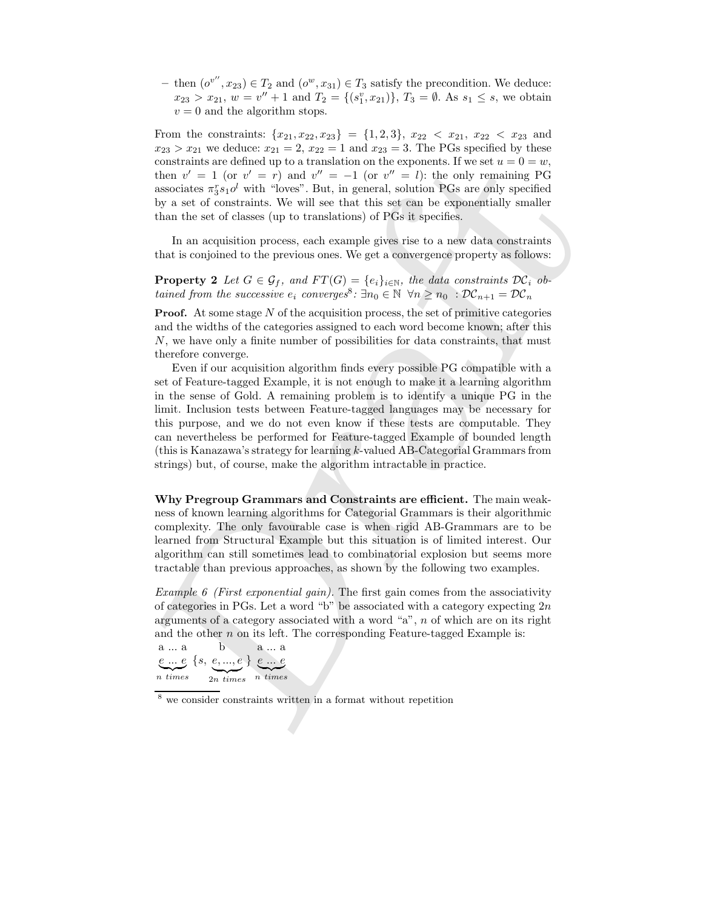– then $(o^{v''}, x_{23}) \in T_2$ and $(o^w, x_{31}) \in T_3$ satisfy the precondition. We deduce: $x_{23} > x_{21}$, $w = v'' + 1$ and $T_2 = \{(s_1^v, x_{21})\}$, $T_3 = \emptyset$. As $s_1 \leq s$, we obtain $v = 0$ and the algorithm stops.

From the constraints: $\{x_{21}, x_{22}, x_{23}\} = \{1, 2, 3\}$, $x_{22} < x_{21}$, $x_{22} < x_{23}$ and $x_{23} > x_{21}$ we deduce: $x_{21} = 2$, $x_{22} = 1$ and $x_{23} = 3$. The PGs specified by these constraints are defined up to a translation on the exponents. If we set $u = 0 = w$, then $v' = 1$ (or $v' = r$) and $v'' = -1$ (or $v'' = l$): the only remaining PG associates $\pi_3^r s_1 o^l$ with "loves". But, in general, solution PGs are only specified by a set of constraints. We will see that this set can be exponentially smaller than the set of classes (up to translations) of PGs it specifies.

In an acquisition process, each example gives rise to a new data constraints that is conjoined to the previous ones. We get a convergence property as follows:

**Property 2** *Let $G \in \mathcal{G}_f$, and $FT(G) = \{e_i\}_{i \in \mathbb{N}}$, the data constraints $\mathcal{DC}_i$ obtained from the successive $e_i$ converges*[8]*: $\exists n_0 \in \mathbb{N}\ \forall n \geq n_0\ : \mathcal{DC}_{n+1} = \mathcal{DC}_n$*

**Proof.** At some stage $N$ of the acquisition process, the set of primitive categories and the widths of the categories assigned to each word become known; after this $N$, we have only a finite number of possibilities for data constraints, that must therefore converge.

Even if our acquisition algorithm finds every possible PG compatible with a set of Feature-tagged Example, it is not enough to make it a learning algorithm in the sense of Gold. A remaining problem is to identify a unique PG in the limit. Inclusion tests between Feature-tagged languages may be necessary for this purpose, and we do not even know if these tests are computable. They can nevertheless be performed for Feature-tagged Example of bounded length (this is Kanazawa's strategy for learning $k$-valued AB-Categorial Grammars from strings) but, of course, make the algorithm intractable in practice.

**Why Pregroup Grammars and Constraints are efficient.** The main weakness of known learning algorithms for Categorial Grammars is their algorithmic complexity. The only favourable case is when rigid AB-Grammars are to be learned from Structural Example but this situation is of limited interest. Our algorithm can still sometimes lead to combinatorial explosion but seems more tractable than previous approaches, as shown by the following two examples.

*Example 6 (First exponential gain).* The first gain comes from the associativity of categories in PGs. Let a word "b" be associated with a category expecting $2n$ arguments of a category associated with a word "a", $n$ of which are on its right and the other $n$ on its left. The corresponding Feature-tagged Example is:

$$\overset{\text{a ... a}}{\underbrace{e\ ...\ e}_{n\ times}}\ \overset{\text{b}}{\{s,\ \underbrace{e, ..., e}_{2n\ times}\}}\ \overset{\text{a ... a}}{\underbrace{e\ ...\ e}_{n\ times}}$$

[8] we consider constraints written in a format without repetition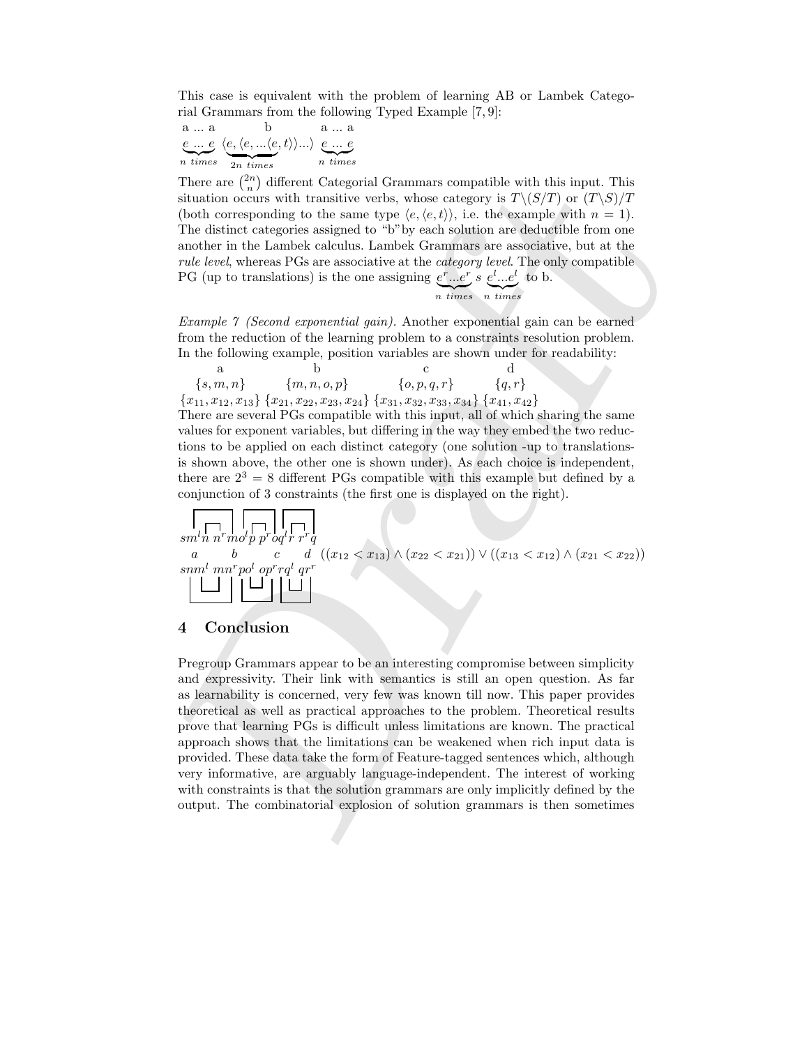This case is equivalent with the problem of learning AB or Lambek Categorial Grammars from the following Typed Example [7, 9]:

$$\overset{\text{a ... a}}{\underbrace{e \ ... \ e}_{n\ times}} \quad \overset{\text{b}}{\langle \underbrace{e, \langle e, ... \langle e}_{2n\ times}, t \rangle\rangle ... \rangle} \quad \overset{\text{a ... a}}{\underbrace{e \ ... \ e}_{n\ times}}$$

There are $\binom{2n}{n}$ different Categorial Grammars compatible with this input. This situation occurs with transitive verbs, whose category is $T\backslash(S/T)$ or $(T\backslash S)/T$ (both corresponding to the same type $\langle e, \langle e, t\rangle\rangle$, i.e. the example with $n = 1$). The distinct categories assigned to "b" by each solution are deductible from one another in the Lambek calculus. Lambek Grammars are associative, but at the *rule level*, whereas PGs are associative at the *category level*. The only compatible PG (up to translations) is the one assigning $\underbrace{e^r ... e^r}_{n\ times} \ s \ \underbrace{e^l ... e^l}_{n\ times}$ to b.

*Example 7 (Second exponential gain).* Another exponential gain can be earned from the reduction of the learning problem to a constraints resolution problem. In the following example, position variables are shown under for readability:

| a | b | c | d |
|---|---|---|---|
| $\{s, m, n\}$ | $\{m, n, o, p\}$ | $\{o, p, q, r\}$ | $\{q, r\}$ |
| $\{x_{11}, x_{12}, x_{13}\}$ | $\{x_{21}, x_{22}, x_{23}, x_{24}\}$ | $\{x_{31}, x_{32}, x_{33}, x_{34}\}$ | $\{x_{41}, x_{42}\}$ |

There are several PGs compatible with this input, all of which sharing the same values for exponent variables, but differing in the way they embed the two reductions to be applied on each distinct category (one solution -up to translations- is shown above, the other one is shown under). As each choice is independent, there are $2^3 = 8$ different PGs compatible with this example but defined by a conjunction of 3 constraints (the first one is displayed on the right).

$$s m^l n \ n^r m o^l p \ p^r o q^l r \ r^r q$$

$$\begin{array}{cccc} a & b & c & d \end{array} \quad ((x_{12} < x_{13}) \wedge (x_{22} < x_{21})) \vee ((x_{13} < x_{12}) \wedge (x_{21} < x_{22}))$$

$$s n m^l \ m n^r p o^l \ o p^r r q^l \ q r^r$$

## 4 Conclusion

Pregroup Grammars appear to be an interesting compromise between simplicity and expressivity. Their link with semantics is still an open question. As far as learnability is concerned, very few was known till now. This paper provides theoretical as well as practical approaches to the problem. Theoretical results prove that learning PGs is difficult unless limitations are known. The practical approach shows that the limitations can be weakened when rich input data is provided. These data take the form of Feature-tagged sentences which, although very informative, are arguably language-independent. The interest of working with constraints is that the solution grammars are only implicitly defined by the output. The combinatorial explosion of solution grammars is then sometimes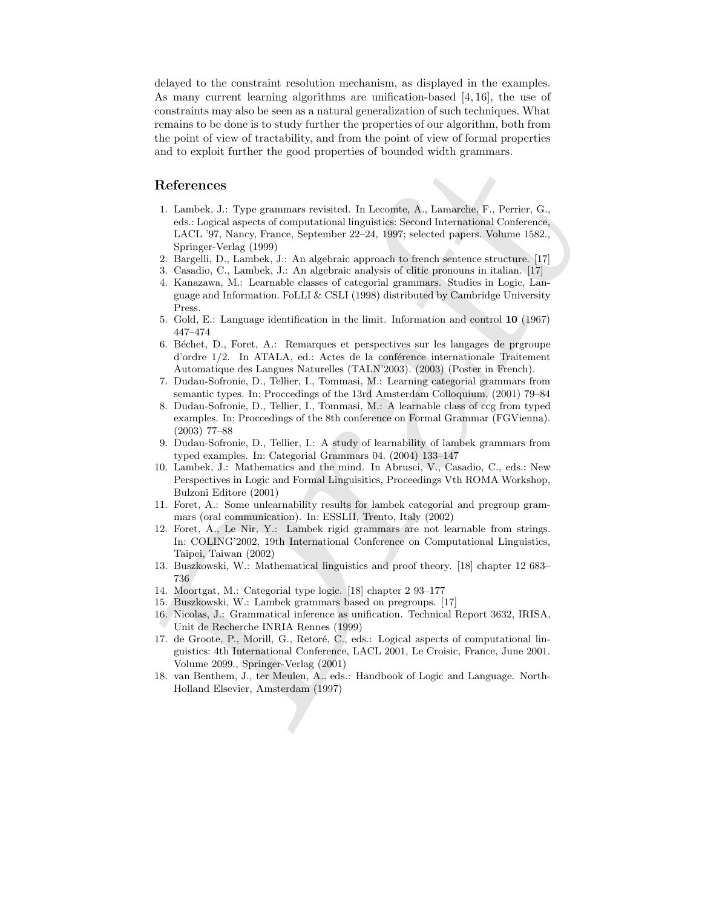delayed to the constraint resolution mechanism, as displayed in the examples. As many current learning algorithms are unification-based [4, 16], the use of constraints may also be seen as a natural generalization of such techniques. What remains to be done is to study further the properties of our algorithm, both from the point of view of tractability, and from the point of view of formal properties and to exploit further the good properties of bounded width grammars.

## References

1. Lambek, J.: Type grammars revisited. In Lecomte, A., Lamarche, F., Perrier, G., eds.: Logical aspects of computational linguistics: Second International Conference, LACL '97, Nancy, France, September 22–24, 1997; selected papers. Volume 1582., Springer-Verlag (1999)
2. Bargelli, D., Lambek, J.: An algebraic approach to french sentence structure. [17]
3. Casadio, C., Lambek, J.: An algebraic analysis of clitic pronouns in italian. [17]
4. Kanazawa, M.: Learnable classes of categorial grammars. Studies in Logic, Language and Information. FoLLI & CSLI (1998) distributed by Cambridge University Press.
5. Gold, E.: Language identification in the limit. Information and control **10** (1967) 447–474
6. Béchet, D., Foret, A.: Remarques et perspectives sur les langages de prgroupe d'ordre 1/2. In ATALA, ed.: Actes de la conférence internationale Traitement Automatique des Langues Naturelles (TALN'2003). (2003) (Poster in French).
7. Dudau-Sofronie, D., Tellier, I., Tommasi, M.: Learning categorial grammars from semantic types. In: Proccedings of the 13rd Amsterdam Colloquium. (2001) 79–84
8. Dudau-Sofronie, D., Tellier, I., Tommasi, M.: A learnable class of ccg from typed examples. In: Proccedings of the 8th conference on Formal Grammar (FGVienna). (2003) 77–88
9. Dudau-Sofronie, D., Tellier, I.: A study of learnability of lambek grammars from typed examples. In: Categorial Grammars 04. (2004) 133–147
10. Lambek, J.: Mathematics and the mind. In Abrusci, V., Casadio, C., eds.: New Perspectives in Logic and Formal Linguisitics, Proceedings Vth ROMA Workshop, Bulzoni Editore (2001)
11. Foret, A.: Some unlearnability results for lambek categorial and pregroup grammars (oral communication). In: ESSLII, Trento, Italy (2002)
12. Foret, A., Le Nir, Y.: Lambek rigid grammars are not learnable from strings. In: COLING'2002, 19th International Conference on Computational Linguistics, Taipei, Taiwan (2002)
13. Buszkowski, W.: Mathematical linguistics and proof theory. [18] chapter 12 683–736
14. Moortgat, M.: Categorial type logic. [18] chapter 2 93–177
15. Buszkowski, W.: Lambek grammars based on pregroups. [17]
16. Nicolas, J.: Grammatical inference as unification. Technical Report 3632, IRISA, Unit de Recherche INRIA Rennes (1999)
17. de Groote, P., Morill, G., Retoré, C., eds.: Logical aspects of computational linguistics: 4th International Conference, LACL 2001, Le Croisic, France, June 2001. Volume 2099., Springer-Verlag (2001)
18. van Benthem, J., ter Meulen, A., eds.: Handbook of Logic and Language. North-Holland Elsevier, Amsterdam (1997)